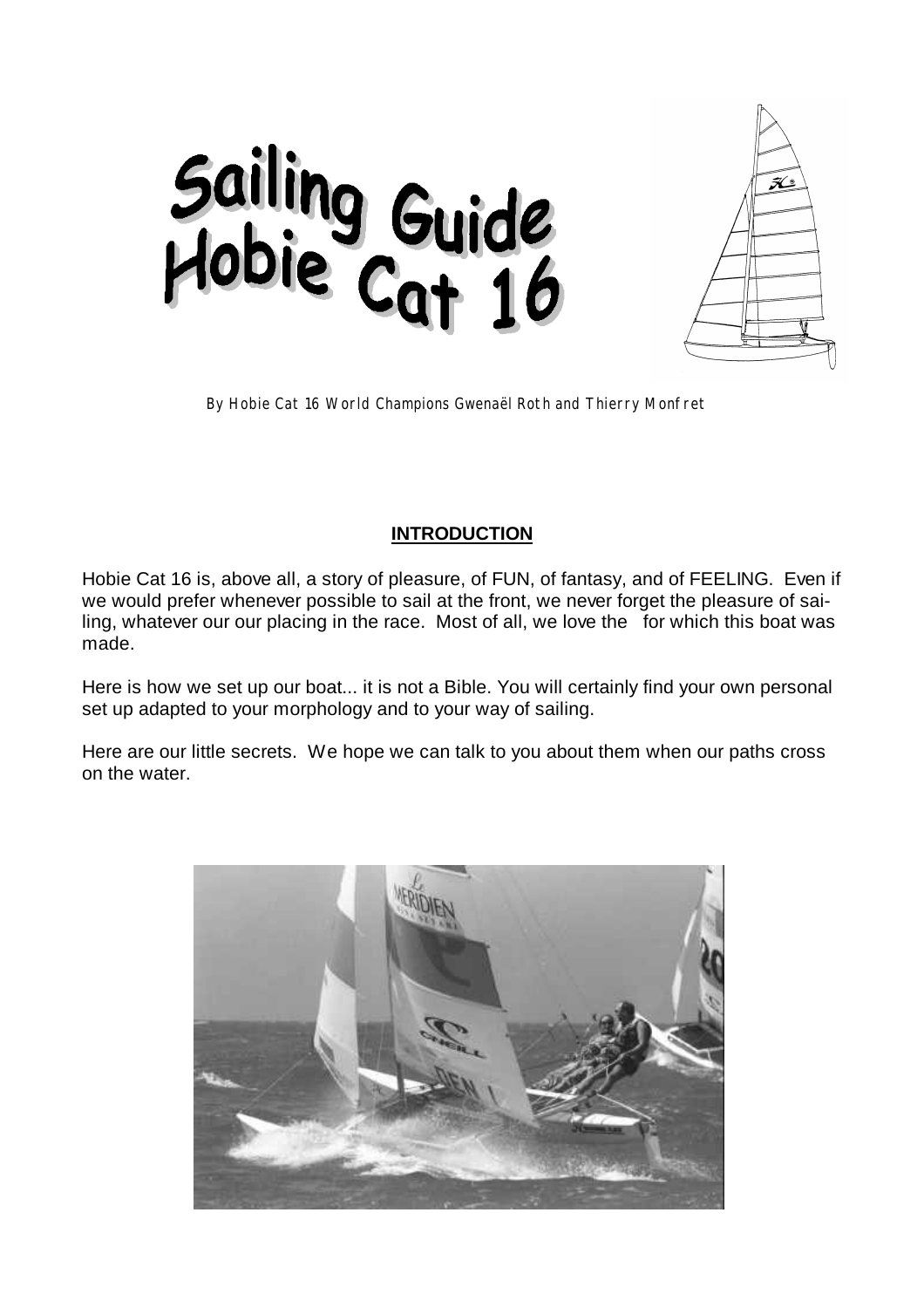# Sailing Guide Hobie Cat 16

By Hobie Cat 16 World Champions Gwenaël Roth and Thierry Monfret

## INTRODUCTION

Hobie Cat 16 is, above all, a story of pleasure, of FUN, of fantasy, and of FEELING. Even if we would prefer whenever possible to sail at the front, we never forget the pleasure of sailing, whatever our our placing in the race. Most of all, we love the for which this boat was made.

Here is how we set up our boat... it is not a Bible. You will certainly find your own personal set up adapted to your morphology and to your way of sailing.

Here are our little secrets. We hope we can talk to you about them when our paths cross on the water.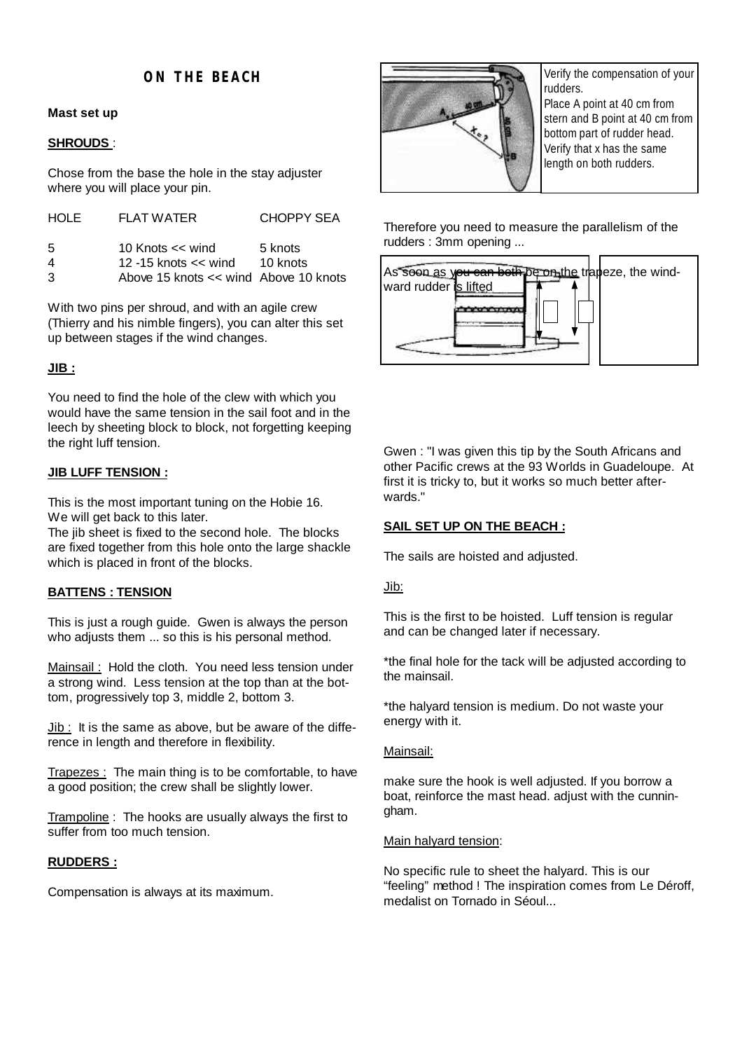# ON THE BEACH

**Mast set up**

**SHROUDS** :

Chose from the base the hole in the stay adjuster where you will place your pin.

| HOLE | FLAT WATER | CHOPPY SEA |
|---|---|---|
| 5 | 10 Knots << wind | 5 knots |
| 4 | 12 -15 knots << wind | 10 knots |
| 3 | Above 15 knots << wind | Above 10 knots |

With two pins per shroud, and with an agile crew (Thierry and his nimble fingers), you can alter this set up between stages if the wind changes.

**JIB :**

You need to find the hole of the clew with which you would have the same tension in the sail foot and in the leech by sheeting block to block, not forgetting keeping the right luff tension.

**JIB LUFF TENSION :**

This is the most important tuning on the Hobie 16.
We will get back to this later.
The jib sheet is fixed to the second hole. The blocks are fixed together from this hole onto the large shackle which is placed in front of the blocks.

**BATTENS : TENSION**

This is just a rough guide. Gwen is always the person who adjusts them ... so this is his personal method.

Mainsail : Hold the cloth. You need less tension under a strong wind. Less tension at the top than at the bottom, progressively top 3, middle 2, bottom 3.

Jib : It is the same as above, but be aware of the difference in length and therefore in flexibility.

Trapezes : The main thing is to be comfortable, to have a good position; the crew shall be slightly lower.

Trampoline : The hooks are usually always the first to suffer from too much tension.

**RUDDERS :**

Compensation is always at its maximum.

Verify the compensation of your rudders.
Place A point at 40 cm from stern and B point at 40 cm from bottom part of rudder head.
Verify that x has the same length on both rudders.

Therefore you need to measure the parallelism of the rudders : 3mm opening ...

As soon as you can both be on the trapeze, the windward rudder is lifted

Gwen : "I was given this tip by the South Africans and other Pacific crews at the 93 Worlds in Guadeloupe. At first it is tricky to, but it works so much better afterwards."

**SAIL SET UP ON THE BEACH :**

The sails are hoisted and adjusted.

Jib:

This is the first to be hoisted. Luff tension is regular and can be changed later if necessary.

*the final hole for the tack will be adjusted according to the mainsail.

*the halyard tension is medium. Do not waste your energy with it.

Mainsail:

make sure the hook is well adjusted. If you borrow a boat, reinforce the mast head. adjust with the cunningham.

Main halyard tension:

No specific rule to sheet the halyard. This is our "feeling" method ! The inspiration comes from Le Déroff, medalist on Tornado in Séoul...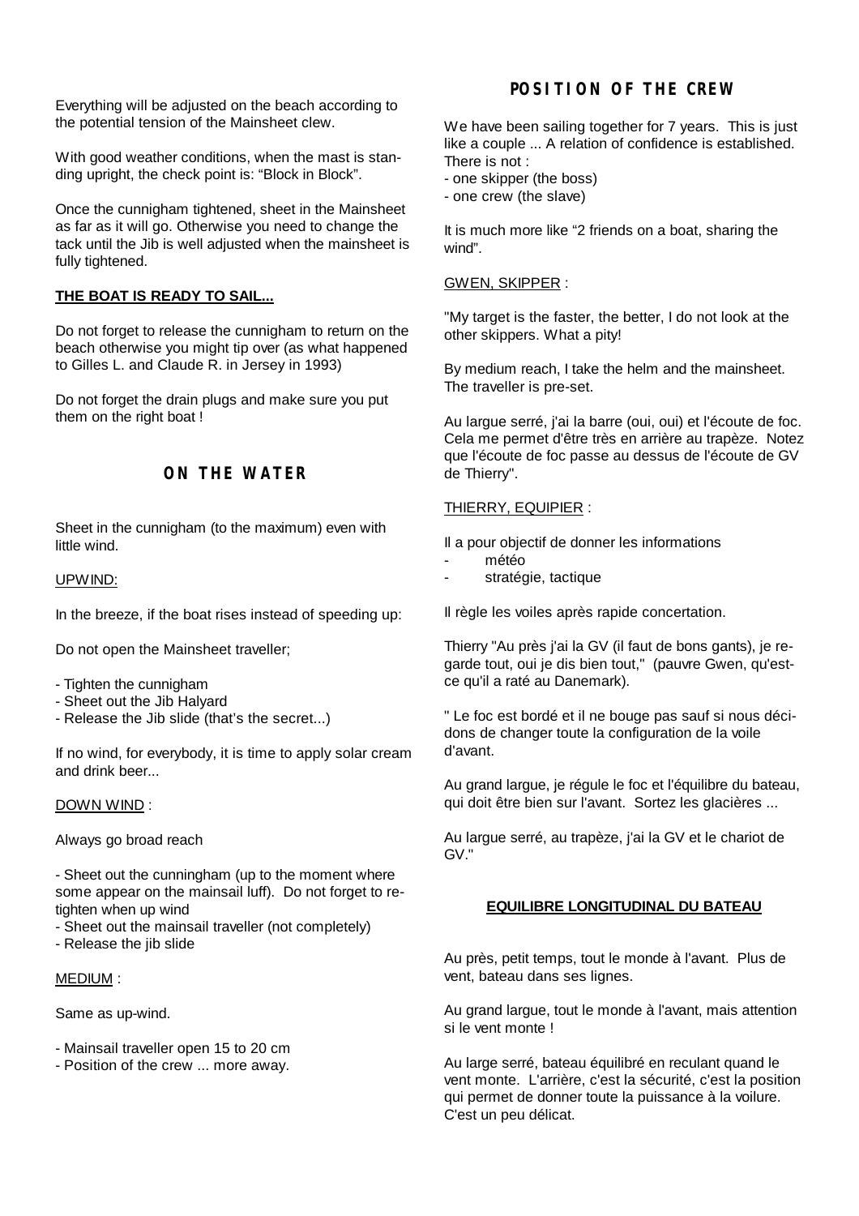Everything will be adjusted on the beach according to the potential tension of the Mainsheet clew.

With good weather conditions, when the mast is standing upright, the check point is: "Block in Block".

Once the cunnigham tightened, sheet in the Mainsheet as far as it will go. Otherwise you need to change the tack until the Jib is well adjusted when the mainsheet is fully tightened.

**THE BOAT IS READY TO SAIL...**

Do not forget to release the cunnigham to return on the beach otherwise you might tip over (as what happened to Gilles L. and Claude R. in Jersey in 1993)

Do not forget the drain plugs and make sure you put them on the right boat !

## ON THE WATER

Sheet in the cunnigham (to the maximum) even with little wind.

UPWIND:

In the breeze, if the boat rises instead of speeding up:

Do not open the Mainsheet traveller;

- Tighten the cunnigham
- Sheet out the Jib Halyard
- Release the Jib slide (that's the secret...)

If no wind, for everybody, it is time to apply solar cream and drink beer...

DOWN WIND :

Always go broad reach

- Sheet out the cunningham (up to the moment where some appear on the mainsail luff). Do not forget to re-tighten when up wind
- Sheet out the mainsail traveller (not completely)
- Release the jib slide

MEDIUM :

Same as up-wind.

- Mainsail traveller open 15 to 20 cm
- Position of the crew ... more away.

## POSITION OF THE CREW

We have been sailing together for 7 years. This is just like a couple ... A relation of confidence is established. There is not :
- one skipper (the boss)
- one crew (the slave)

It is much more like "2 friends on a boat, sharing the wind".

GWEN, SKIPPER :

"My target is the faster, the better, I do not look at the other skippers. What a pity!

By medium reach, I take the helm and the mainsheet. The traveller is pre-set.

Au largue serré, j'ai la barre (oui, oui) et l'écoute de foc. Cela me permet d'être très en arrière au trapèze. Notez que l'écoute de foc passe au dessus de l'écoute de GV de Thierry".

THIERRY, EQUIPIER :

Il a pour objectif de donner les informations
- météo
- stratégie, tactique

Il règle les voiles après rapide concertation.

Thierry "Au près j'ai la GV (il faut de bons gants), je regarde tout, oui je dis bien tout," (pauvre Gwen, qu'est-ce qu'il a raté au Danemark).

" Le foc est bordé et il ne bouge pas sauf si nous décidons de changer toute la configuration de la voile d'avant.

Au grand largue, je régule le foc et l'équilibre du bateau, qui doit être bien sur l'avant. Sortez les glacières ...

Au largue serré, au trapèze, j'ai la GV et le chariot de GV."

**EQUILIBRE LONGITUDINAL DU BATEAU**

Au près, petit temps, tout le monde à l'avant. Plus de vent, bateau dans ses lignes.

Au grand largue, tout le monde à l'avant, mais attention si le vent monte !

Au large serré, bateau équilibré en reculant quand le vent monte. L'arrière, c'est la sécurité, c'est la position qui permet de donner toute la puissance à la voilure. C'est un peu délicat.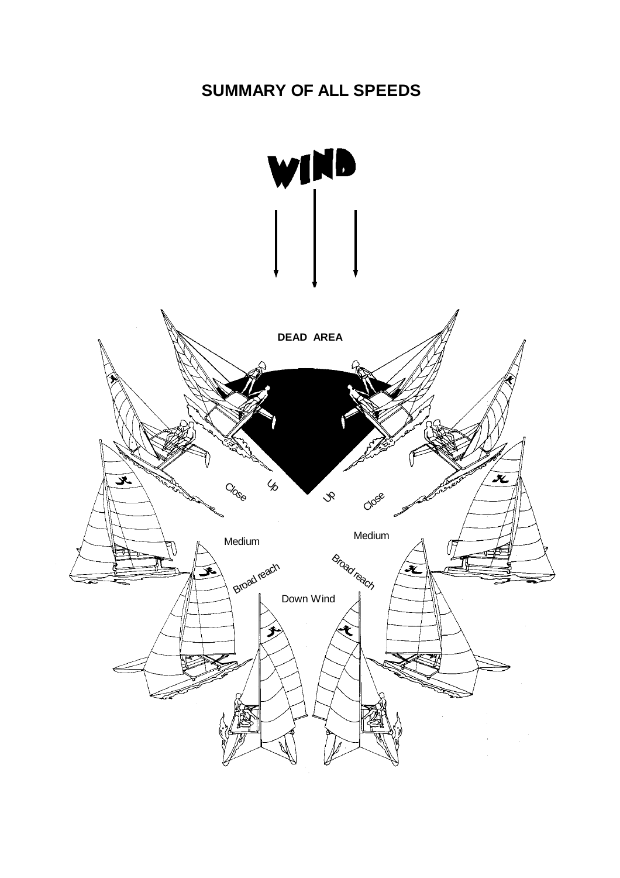# SUMMARY OF ALL SPEEDS

WIND

DEAD AREA

Up

Up

Close

Close

Medium

Medium

Broad reach

Broad reach

Down Wind